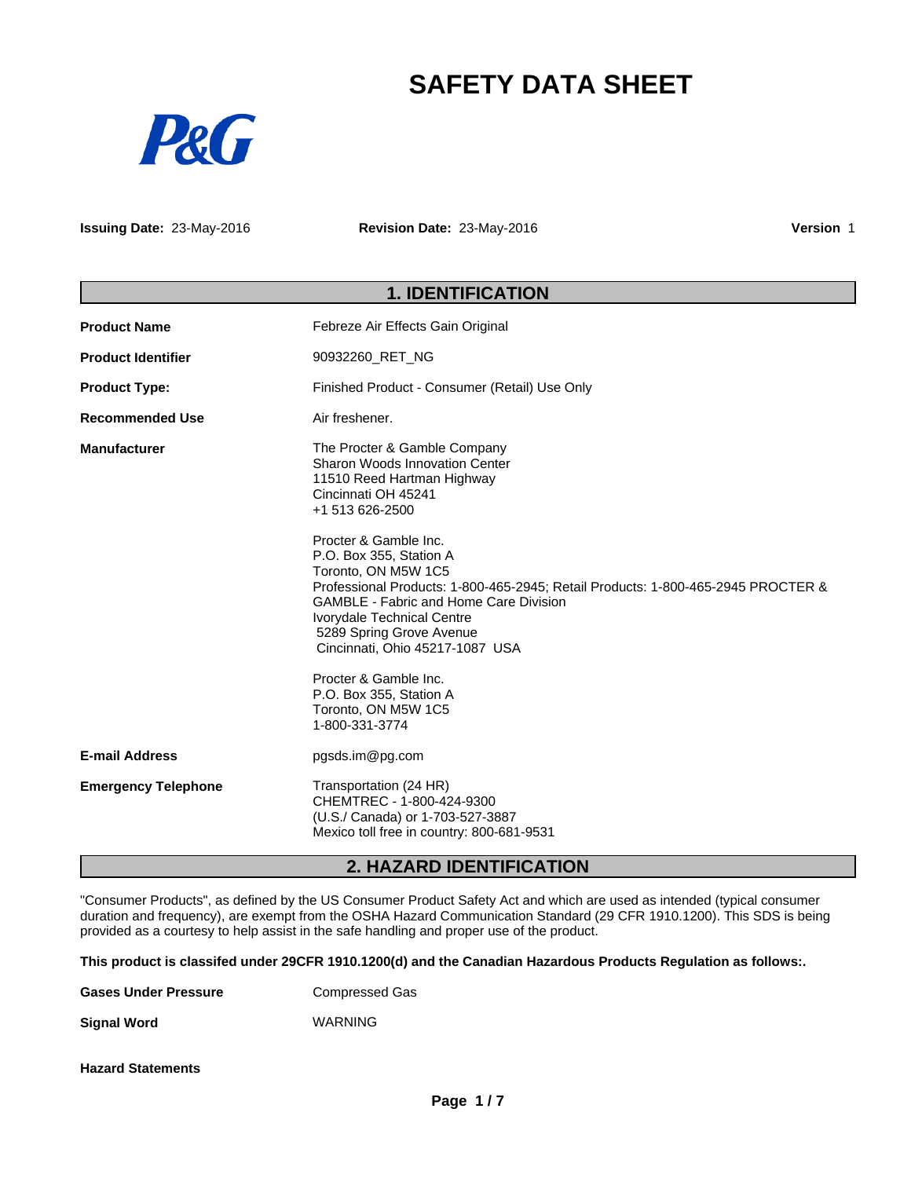# SAFETY DATA SHEET

P&G

**Issuing Date:** 23-May-2016 **Revision Date:** 23-May-2016 **Version** 1

## 1. IDENTIFICATION

**Product Name** Febreze Air Effects Gain Original

**Product Identifier** 90932260_RET_NG

**Product Type:** Finished Product - Consumer (Retail) Use Only

**Recommended Use** Air freshener.

**Manufacturer**

The Procter & Gamble Company
Sharon Woods Innovation Center
11510 Reed Hartman Highway
Cincinnati OH 45241
+1 513 626-2500

Procter & Gamble Inc.
P.O. Box 355, Station A
Toronto, ON M5W 1C5
Professional Products: 1-800-465-2945; Retail Products: 1-800-465-2945 PROCTER & GAMBLE - Fabric and Home Care Division
Ivorydale Technical Centre
5289 Spring Grove Avenue
Cincinnati, Ohio 45217-1087 USA

Procter & Gamble Inc.
P.O. Box 355, Station A
Toronto, ON M5W 1C5
1-800-331-3774

**E-mail Address** pgsds.im@pg.com

**Emergency Telephone**

Transportation (24 HR)
CHEMTREC - 1-800-424-9300
(U.S./ Canada) or 1-703-527-3887
Mexico toll free in country: 800-681-9531

## 2. HAZARD IDENTIFICATION

"Consumer Products", as defined by the US Consumer Product Safety Act and which are used as intended (typical consumer duration and frequency), are exempt from the OSHA Hazard Communication Standard (29 CFR 1910.1200). This SDS is being provided as a courtesy to help assist in the safe handling and proper use of the product.

**This product is classifed under 29CFR 1910.1200(d) and the Canadian Hazardous Products Regulation as follows:.**

**Gases Under Pressure** Compressed Gas

**Signal Word** WARNING

**Hazard Statements**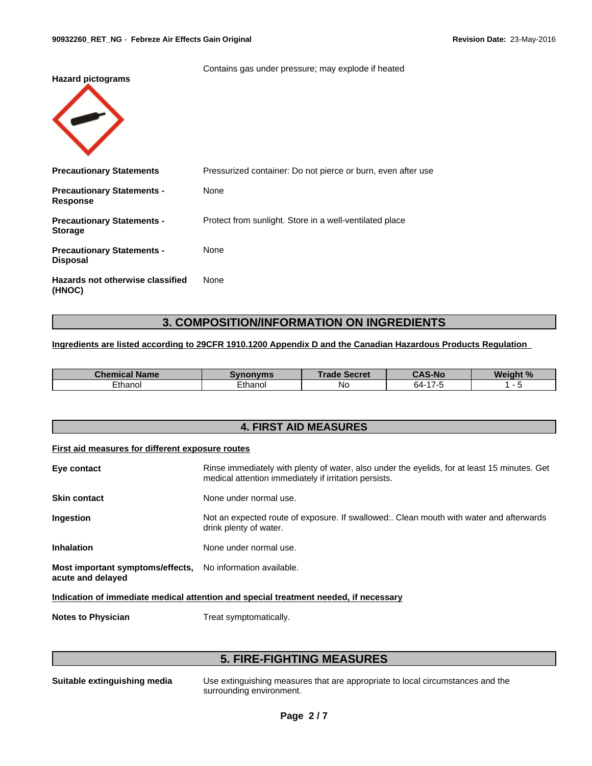Contains gas under pressure; may explode if heated

**Hazard pictograms**

**Precautionary Statements** Pressurized container: Do not pierce or burn, even after use

**Precautionary Statements - Response** None

**Precautionary Statements - Storage** Protect from sunlight. Store in a well-ventilated place

**Precautionary Statements - Disposal** None

**Hazards not otherwise classified (HNOC)** None

## 3. COMPOSITION/INFORMATION ON INGREDIENTS

**Ingredients are listed according to 29CFR 1910.1200 Appendix D and the Canadian Hazardous Products Regulation**

| Chemical Name | Synonyms | Trade Secret | CAS-No | Weight % |
|---|---|---|---|---|
| Ethanol | Ethanol | No | 64-17-5 | 1 - 5 |

## 4. FIRST AID MEASURES

**First aid measures for different exposure routes**

**Eye contact** Rinse immediately with plenty of water, also under the eyelids, for at least 15 minutes. Get medical attention immediately if irritation persists.

**Skin contact** None under normal use.

**Ingestion** Not an expected route of exposure. If swallowed:. Clean mouth with water and afterwards drink plenty of water.

**Inhalation** None under normal use.

**Most important symptoms/effects, acute and delayed** No information available.

**Indication of immediate medical attention and special treatment needed, if necessary**

**Notes to Physician** Treat symptomatically.

## 5. FIRE-FIGHTING MEASURES

**Suitable extinguishing media** Use extinguishing measures that are appropriate to local circumstances and the surrounding environment.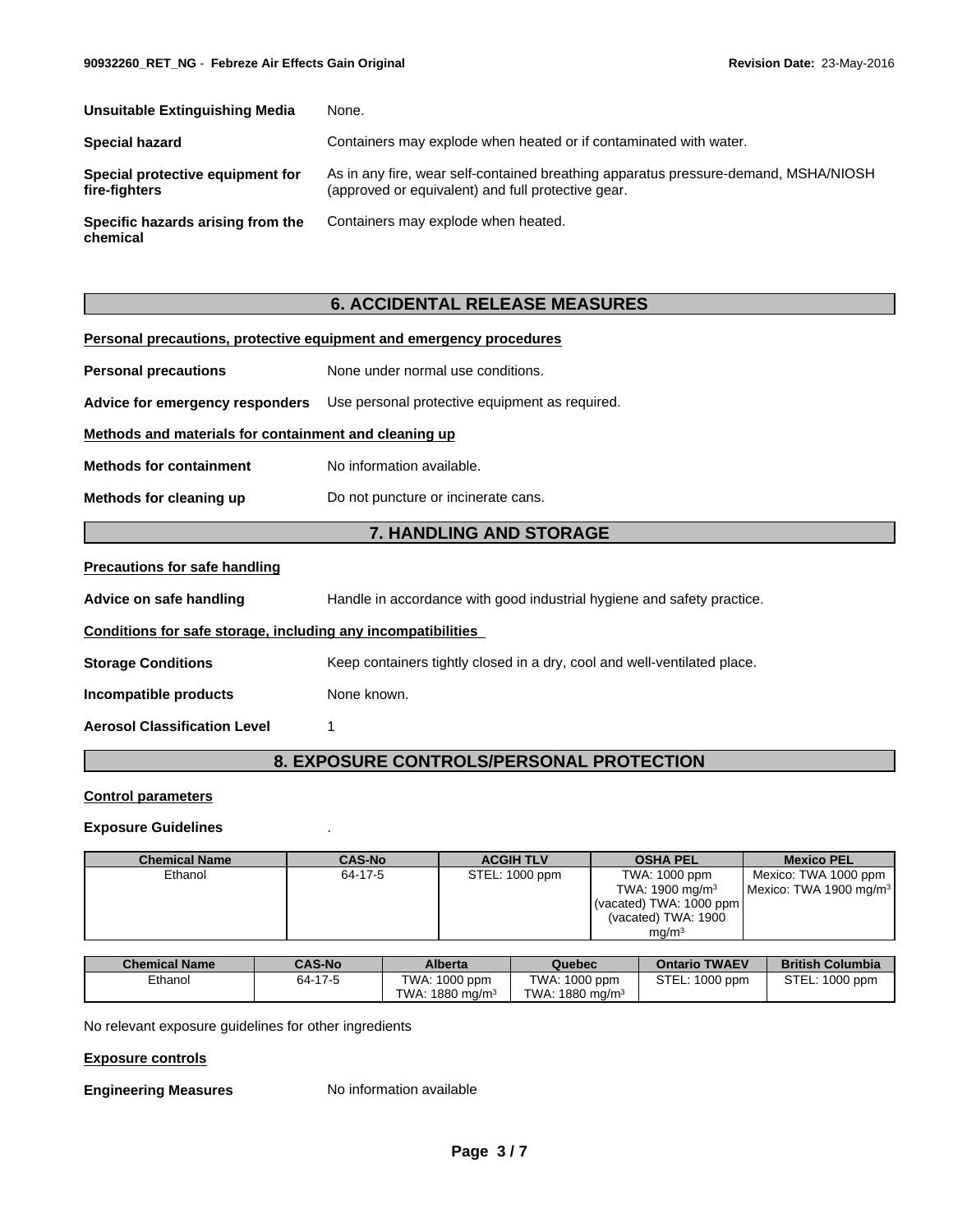**Unsuitable Extinguishing Media** None.

**Special hazard** Containers may explode when heated or if contaminated with water.

**Special protective equipment for fire-fighters** As in any fire, wear self-contained breathing apparatus pressure-demand, MSHA/NIOSH (approved or equivalent) and full protective gear.

**Specific hazards arising from the chemical** Containers may explode when heated.

## 6. ACCIDENTAL RELEASE MEASURES

**Personal precautions, protective equipment and emergency procedures**

**Personal precautions** None under normal use conditions.

**Advice for emergency responders** Use personal protective equipment as required.

**Methods and materials for containment and cleaning up**

**Methods for containment** No information available.

**Methods for cleaning up** Do not puncture or incinerate cans.

## 7. HANDLING AND STORAGE

**Precautions for safe handling**

**Advice on safe handling** Handle in accordance with good industrial hygiene and safety practice.

**Conditions for safe storage, including any incompatibilities**

**Storage Conditions** Keep containers tightly closed in a dry, cool and well-ventilated place.

**Incompatible products** None known.

**Aerosol Classification Level** 1

## 8. EXPOSURE CONTROLS/PERSONAL PROTECTION

**Control parameters**

**Exposure Guidelines** .

| Chemical Name | CAS-No | ACGIH TLV | OSHA PEL | Mexico PEL |
|---|---|---|---|---|
| Ethanol | 64-17-5 | STEL: 1000 ppm | TWA: 1000 ppm<br>TWA: 1900 mg/m³<br>(vacated) TWA: 1000 ppm<br>(vacated) TWA: 1900 mg/m³ | Mexico: TWA 1000 ppm<br>Mexico: TWA 1900 mg/m³ |

| Chemical Name | CAS-No | Alberta | Quebec | Ontario TWAEV | British Columbia |
|---|---|---|---|---|---|
| Ethanol | 64-17-5 | TWA: 1000 ppm<br>TWA: 1880 mg/m³ | TWA: 1000 ppm<br>TWA: 1880 mg/m³ | STEL: 1000 ppm | STEL: 1000 ppm |

No relevant exposure guidelines for other ingredients

**Exposure controls**

**Engineering Measures** No information available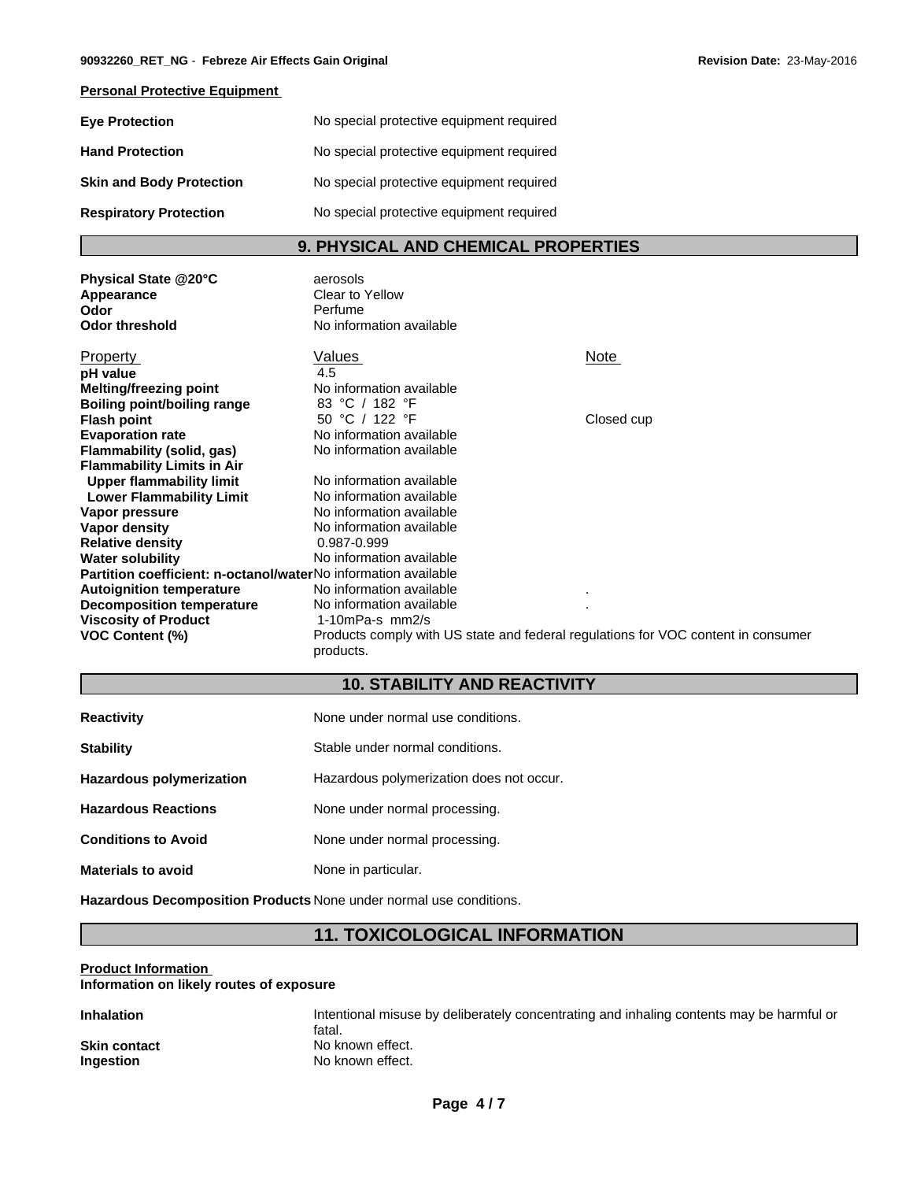**Personal Protective Equipment**

| | |
|---|---|
| **Eye Protection** | No special protective equipment required |
| **Hand Protection** | No special protective equipment required |
| **Skin and Body Protection** | No special protective equipment required |
| **Respiratory Protection** | No special protective equipment required |

## 9. PHYSICAL AND CHEMICAL PROPERTIES

**Physical State @20°C** aerosols
**Appearance** Clear to Yellow
**Odor** Perfume
**Odor threshold** No information available

| Property | Values | Note |
|---|---|---|
| **pH value** | 4.5 | |
| **Melting/freezing point** | No information available | |
| **Boiling point/boiling range** | 83 °C / 182 °F | |
| **Flash point** | 50 °C / 122 °F | Closed cup |
| **Evaporation rate** | No information available | |
| **Flammability (solid, gas)** | No information available | |
| **Flammability Limits in Air** | | |
| **Upper flammability limit** | No information available | |
| **Lower Flammability Limit** | No information available | |
| **Vapor pressure** | No information available | |
| **Vapor density** | No information available | |
| **Relative density** | 0.987-0.999 | |
| **Water solubility** | No information available | |
| **Partition coefficient: n-octanol/water** | No information available | |
| **Autoignition temperature** | No information available | . |
| **Decomposition temperature** | No information available | . |
| **Viscosity of Product** | 1-10mPa-s mm2/s | |
| **VOC Content (%)** | Products comply with US state and federal regulations for VOC content in consumer products. | |

## 10. STABILITY AND REACTIVITY

| | |
|---|---|
| **Reactivity** | None under normal use conditions. |
| **Stability** | Stable under normal conditions. |
| **Hazardous polymerization** | Hazardous polymerization does not occur. |
| **Hazardous Reactions** | None under normal processing. |
| **Conditions to Avoid** | None under normal processing. |
| **Materials to avoid** | None in particular. |
| **Hazardous Decomposition Products** | None under normal use conditions. |

## 11. TOXICOLOGICAL INFORMATION

**Product Information**
**Information on likely routes of exposure**

| | |
|---|---|
| **Inhalation** | Intentional misuse by deliberately concentrating and inhaling contents may be harmful or fatal. |
| **Skin contact** | No known effect. |
| **Ingestion** | No known effect. |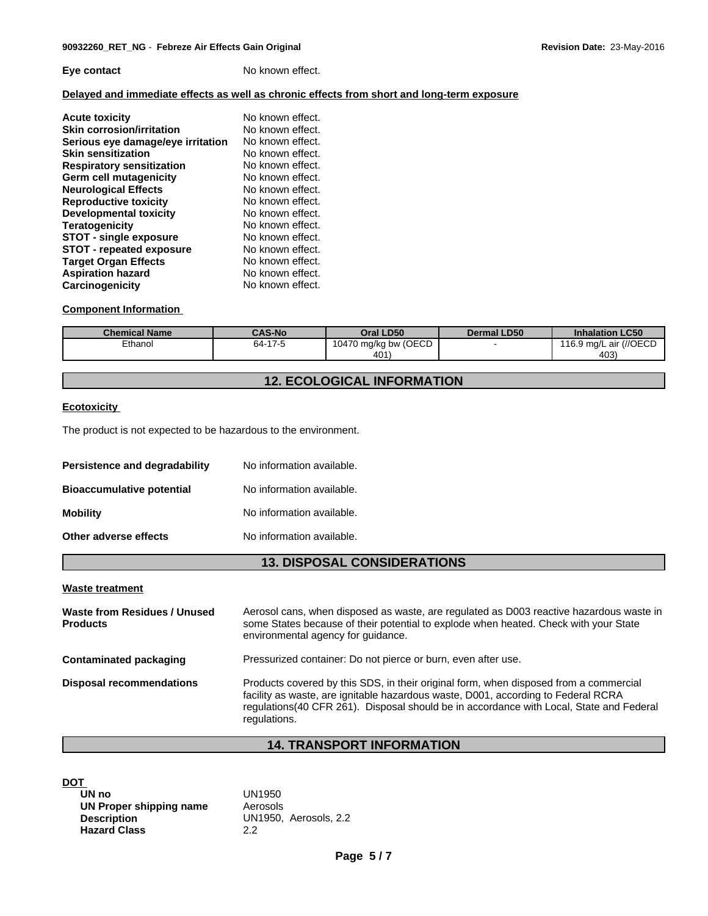**Eye contact** No known effect.

**Delayed and immediate effects as well as chronic effects from short and long-term exposure**

| | |
|---|---|
| **Acute toxicity** | No known effect. |
| **Skin corrosion/irritation** | No known effect. |
| **Serious eye damage/eye irritation** | No known effect. |
| **Skin sensitization** | No known effect. |
| **Respiratory sensitization** | No known effect. |
| **Germ cell mutagenicity** | No known effect. |
| **Neurological Effects** | No known effect. |
| **Reproductive toxicity** | No known effect. |
| **Developmental toxicity** | No known effect. |
| **Teratogenicity** | No known effect. |
| **STOT - single exposure** | No known effect. |
| **STOT - repeated exposure** | No known effect. |
| **Target Organ Effects** | No known effect. |
| **Aspiration hazard** | No known effect. |
| **Carcinogenicity** | No known effect. |

**Component Information**

| Chemical Name | CAS-No | Oral LD50 | Dermal LD50 | Inhalation LC50 |
|---|---|---|---|---|
| Ethanol | 64-17-5 | 10470 mg/kg bw (OECD 401) | - | 116.9 mg/L air (//OECD 403) |

## 12. ECOLOGICAL INFORMATION

**Ecotoxicity**

The product is not expected to be hazardous to the environment.

| | |
|---|---|
| **Persistence and degradability** | No information available. |
| **Bioaccumulative potential** | No information available. |
| **Mobility** | No information available. |
| **Other adverse effects** | No information available. |

## 13. DISPOSAL CONSIDERATIONS

**Waste treatment**

| | |
|---|---|
| **Waste from Residues / Unused Products** | Aerosol cans, when disposed as waste, are regulated as D003 reactive hazardous waste in some States because of their potential to explode when heated. Check with your State environmental agency for guidance. |
| **Contaminated packaging** | Pressurized container: Do not pierce or burn, even after use. |
| **Disposal recommendations** | Products covered by this SDS, in their original form, when disposed from a commercial facility as waste, are ignitable hazardous waste, D001, according to Federal RCRA regulations(40 CFR 261). Disposal should be in accordance with Local, State and Federal regulations. |

## 14. TRANSPORT INFORMATION

**DOT**

| | |
|---|---|
| **UN no** | UN1950 |
| **UN Proper shipping name** | Aerosols |
| **Description** | UN1950, Aerosols, 2.2 |
| **Hazard Class** | 2.2 |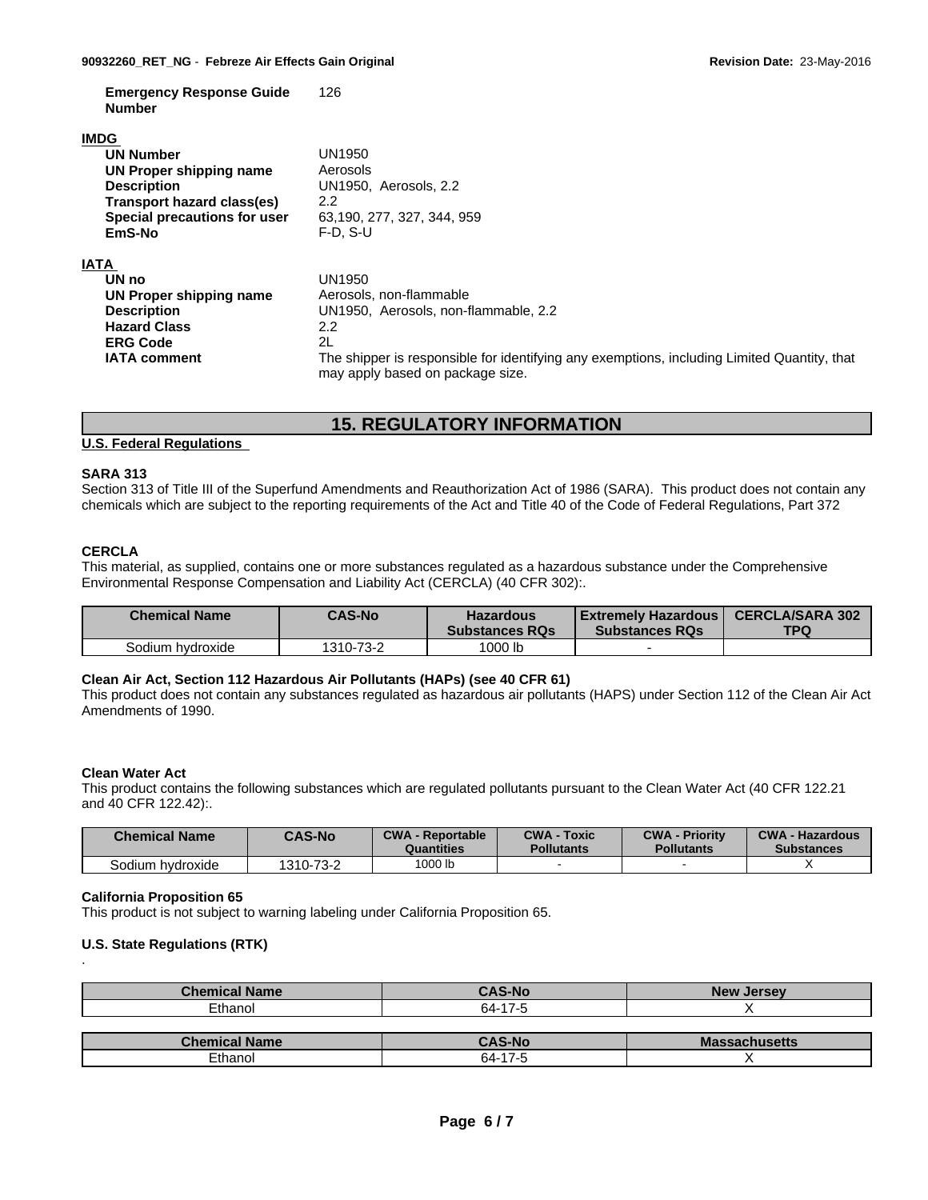| | |
|---|---|
| **Emergency Response Guide Number** | 126 |

**IMDG**

| | |
|---|---|
| **UN Number** | UN1950 |
| **UN Proper shipping name** | Aerosols |
| **Description** | UN1950, Aerosols, 2.2 |
| **Transport hazard class(es)** | 2.2 |
| **Special precautions for user** | 63,190, 277, 327, 344, 959 |
| **EmS-No** | F-D, S-U |

**IATA**

| | |
|---|---|
| **UN no** | UN1950 |
| **UN Proper shipping name** | Aerosols, non-flammable |
| **Description** | UN1950, Aerosols, non-flammable, 2.2 |
| **Hazard Class** | 2.2 |
| **ERG Code** | 2L |
| **IATA comment** | The shipper is responsible for identifying any exemptions, including Limited Quantity, that may apply based on package size. |

## 15. REGULATORY INFORMATION

**U.S. Federal Regulations**

**SARA 313**

Section 313 of Title III of the Superfund Amendments and Reauthorization Act of 1986 (SARA). This product does not contain any chemicals which are subject to the reporting requirements of the Act and Title 40 of the Code of Federal Regulations, Part 372

**CERCLA**

This material, as supplied, contains one or more substances regulated as a hazardous substance under the Comprehensive Environmental Response Compensation and Liability Act (CERCLA) (40 CFR 302):.

| Chemical Name | CAS-No | Hazardous Substances RQs | Extremely Hazardous Substances RQs | CERCLA/SARA 302 TPQ |
|---|---|---|---|---|
| Sodium hydroxide | 1310-73-2 | 1000 lb | - | |

**Clean Air Act, Section 112 Hazardous Air Pollutants (HAPs) (see 40 CFR 61)**

This product does not contain any substances regulated as hazardous air pollutants (HAPS) under Section 112 of the Clean Air Act Amendments of 1990.

**Clean Water Act**

This product contains the following substances which are regulated pollutants pursuant to the Clean Water Act (40 CFR 122.21 and 40 CFR 122.42):.

| Chemical Name | CAS-No | CWA - Reportable Quantities | CWA - Toxic Pollutants | CWA - Priority Pollutants | CWA - Hazardous Substances |
|---|---|---|---|---|---|
| Sodium hydroxide | 1310-73-2 | 1000 lb | - | - | X |

**California Proposition 65**

This product is not subject to warning labeling under California Proposition 65.

**U.S. State Regulations (RTK)**

.

| Chemical Name | CAS-No | New Jersey |
|---|---|---|
| Ethanol | 64-17-5 | X |

| Chemical Name | CAS-No | Massachusetts |
|---|---|---|
| Ethanol | 64-17-5 | X |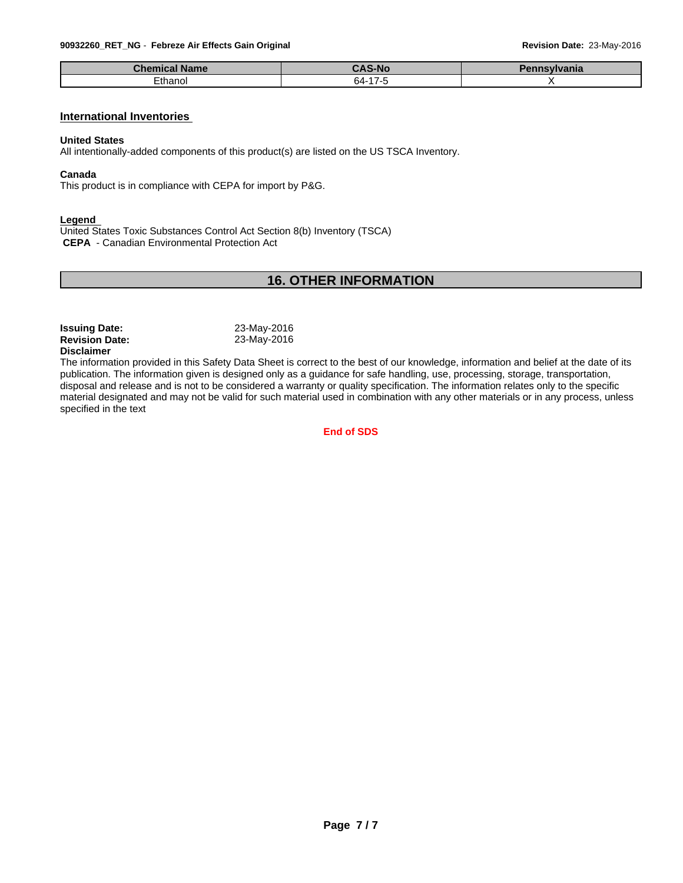| Chemical Name | CAS-No | Pennsylvania |
| --- | --- | --- |
| Ethanol | 64-17-5 | X |

## International Inventories

**United States**
All intentionally-added components of this product(s) are listed on the US TSCA Inventory.

**Canada**
This product is in compliance with CEPA for import by P&G.

**Legend**
United States Toxic Substances Control Act Section 8(b) Inventory (TSCA)
**CEPA** - Canadian Environmental Protection Act

## 16. OTHER INFORMATION

**Issuing Date:** 23-May-2016
**Revision Date:** 23-May-2016
**Disclaimer**
The information provided in this Safety Data Sheet is correct to the best of our knowledge, information and belief at the date of its publication. The information given is designed only as a guidance for safe handling, use, processing, storage, transportation, disposal and release and is not to be considered a warranty or quality specification. The information relates only to the specific material designated and may not be valid for such material used in combination with any other materials or in any process, unless specified in the text

**End of SDS**